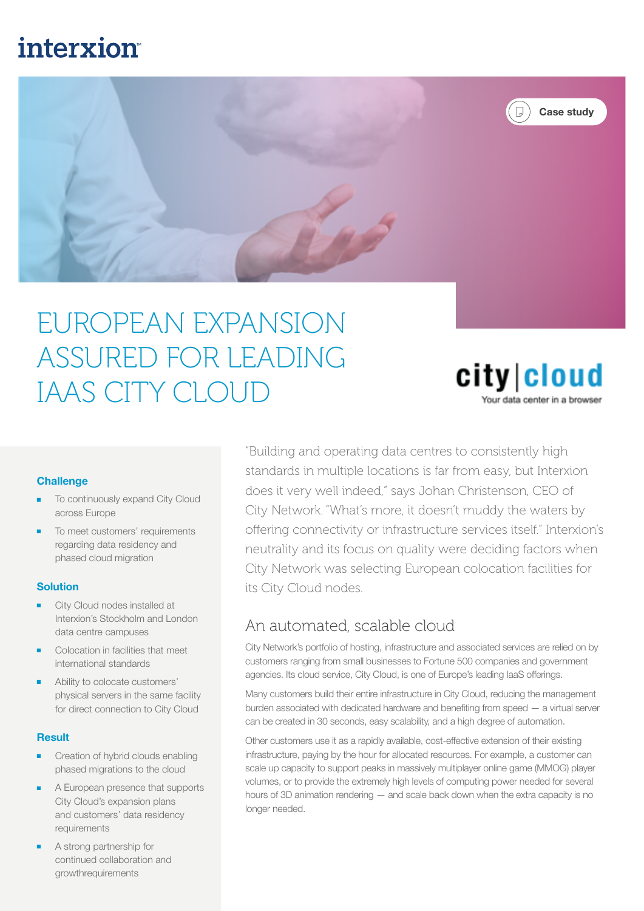interxion

Case study

# EUROPEAN EXPANSION ASSURED FOR LEADING IAAS CITY CLOUD

city|cloud
Your data center in a browser

### Challenge

- To continuously expand City Cloud across Europe
- To meet customers' requirements regarding data residency and phased cloud migration

### Solution

- City Cloud nodes installed at Interxion's Stockholm and London data centre campuses
- Colocation in facilities that meet international standards
- Ability to colocate customers' physical servers in the same facility for direct connection to City Cloud

### Result

- Creation of hybrid clouds enabling phased migrations to the cloud
- A European presence that supports City Cloud's expansion plans and customers' data residency requirements
- A strong partnership for continued collaboration and growthrequirements

"Building and operating data centres to consistently high standards in multiple locations is far from easy, but Interxion does it very well indeed," says Johan Christenson, CEO of City Network. "What's more, it doesn't muddy the waters by offering connectivity or infrastructure services itself." Interxion's neutrality and its focus on quality were deciding factors when City Network was selecting European colocation facilities for its City Cloud nodes.

## An automated, scalable cloud

City Network's portfolio of hosting, infrastructure and associated services are relied on by customers ranging from small businesses to Fortune 500 companies and government agencies. Its cloud service, City Cloud, is one of Europe's leading IaaS offerings.

Many customers build their entire infrastructure in City Cloud, reducing the management burden associated with dedicated hardware and benefiting from speed — a virtual server can be created in 30 seconds, easy scalability, and a high degree of automation.

Other customers use it as a rapidly available, cost-effective extension of their existing infrastructure, paying by the hour for allocated resources. For example, a customer can scale up capacity to support peaks in massively multiplayer online game (MMOG) player volumes, or to provide the extremely high levels of computing power needed for several hours of 3D animation rendering — and scale back down when the extra capacity is no longer needed.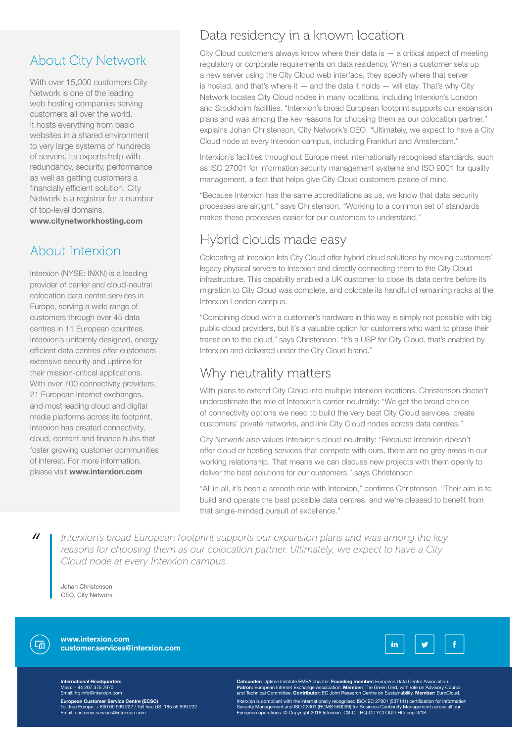## About City Network

With over 15,000 customers City Network is one of the leading web hosting companies serving customers all over the world. It hosts everything from basic websites in a shared environment to very large systems of hundreds of servers. Its experts help with redundancy, security, performance as well as getting customers a financially efficient solution. City Network is a registrar for a number of top-level domains.
**www.citynetworkhosting.com**

## About Interxion

Interxion (NYSE: INXN) is a leading provider of carrier and cloud-neutral colocation data centre services in Europe, serving a wide range of customers through over 45 data centres in 11 European countries. Interxion's uniformly designed, energy efficient data centres offer customers extensive security and uptime for their mission-critical applications. With over 700 connectivity providers, 21 European Internet exchanges, and most leading cloud and digital media platforms across its footprint, Interxion has created connectivity, cloud, content and finance hubs that foster growing customer communities of interest. For more information, please visit **www.interxion.com**

## Data residency in a known location

City Cloud customers always know where their data is — a critical aspect of meeting regulatory or corporate requirements on data residency. When a customer sets up a new server using the City Cloud web interface, they specify where that server is hosted, and that's where it — and the data it holds — will stay. That's why City Network locates City Cloud nodes in many locations, including Interxion's London and Stockholm facilities. "Interxion's broad European footprint supports our expansion plans and was among the key reasons for choosing them as our colocation partner," explains Johan Christenson, City Network's CEO. "Ultimately, we expect to have a City Cloud node at every Interxion campus, including Frankfurt and Amsterdam."

Interxion's facilities throughout Europe meet internationally recognised standards, such as ISO 27001 for information security management systems and ISO 9001 for quality management, a fact that helps give City Cloud customers peace of mind.

"Because Interxion has the same accreditations as us, we know that data security processes are airtight," says Christenson. "Working to a common set of standards makes these processes easier for our customers to understand."

## Hybrid clouds made easy

Colocating at Interxion lets City Cloud offer hybrid cloud solutions by moving customers' legacy physical servers to Interxion and directly connecting them to the City Cloud infrastructure. This capability enabled a UK customer to close its data centre before its migration to City Cloud was complete, and colocate its handful of remaining racks at the Interxion London campus.

"Combining cloud with a customer's hardware in this way is simply not possible with big public cloud providers, but it's a valuable option for customers who want to phase their transition to the cloud," says Christenson. "It's a USP for City Cloud, that's enabled by Interxion and delivered under the City Cloud brand."

## Why neutrality matters

With plans to extend City Cloud into multiple Interxion locations, Christenson doesn't underestimate the role of Interxion's carrier-neutrality: "We get the broad choice of connectivity options we need to build the very best City Cloud services, create customers' private networks, and link City Cloud nodes across data centres."

City Network also values Interxion's cloud-neutrality: "Because Interxion doesn't offer cloud or hosting services that compete with ours, there are no grey areas in our working relationship. That means we can discuss new projects with them openly to deliver the best solutions for our customers," says Christenson.

"All in all, it's been a smooth ride with Interxion," confirms Christenson. "Their aim is to build and operate the best possible data centres, and we're pleased to benefit from that single-minded pursuit of excellence."

> *Interxion's broad European footprint supports our expansion plans and was among the key reasons for choosing them as our colocation partner. Ultimately, we expect to have a City Cloud node at every Interxion campus.*
>
> Johan Christenson
> CEO, City Network

**www.interxion.com**
**customer.services@interxion.com**

**International Headquarters**
Main: + 44 207 375 7070
Email: hq.info@interxion.com

**European Customer Service Centre (ECSC)**
Toll free Europe: + 800 00 999 222 / Toll free US: 185 55 999 222
Email: customer.services@interxion.com

**Cofounder:** Uptime Institute EMEA chapter. **Founding member:** European Data Centre Association. **Patron:** European Internet Exchange Association. **Member:** The Green Grid, with role on Advisory Council and Technical Committee. **Contributor:** EC Joint Research Centre on Sustainability. **Member:** EuroCloud.

Interxion is compliant with the internationally recognised ISO/IEC 27001 (537141) certification for Information Security Management and ISO 22301 (BCMS 560099) for Business Continuity Management across all our European operations. © Copyright 2018 Interxion. CS-CL-HQ-CITYCLOUD-HQ-eng-3/18